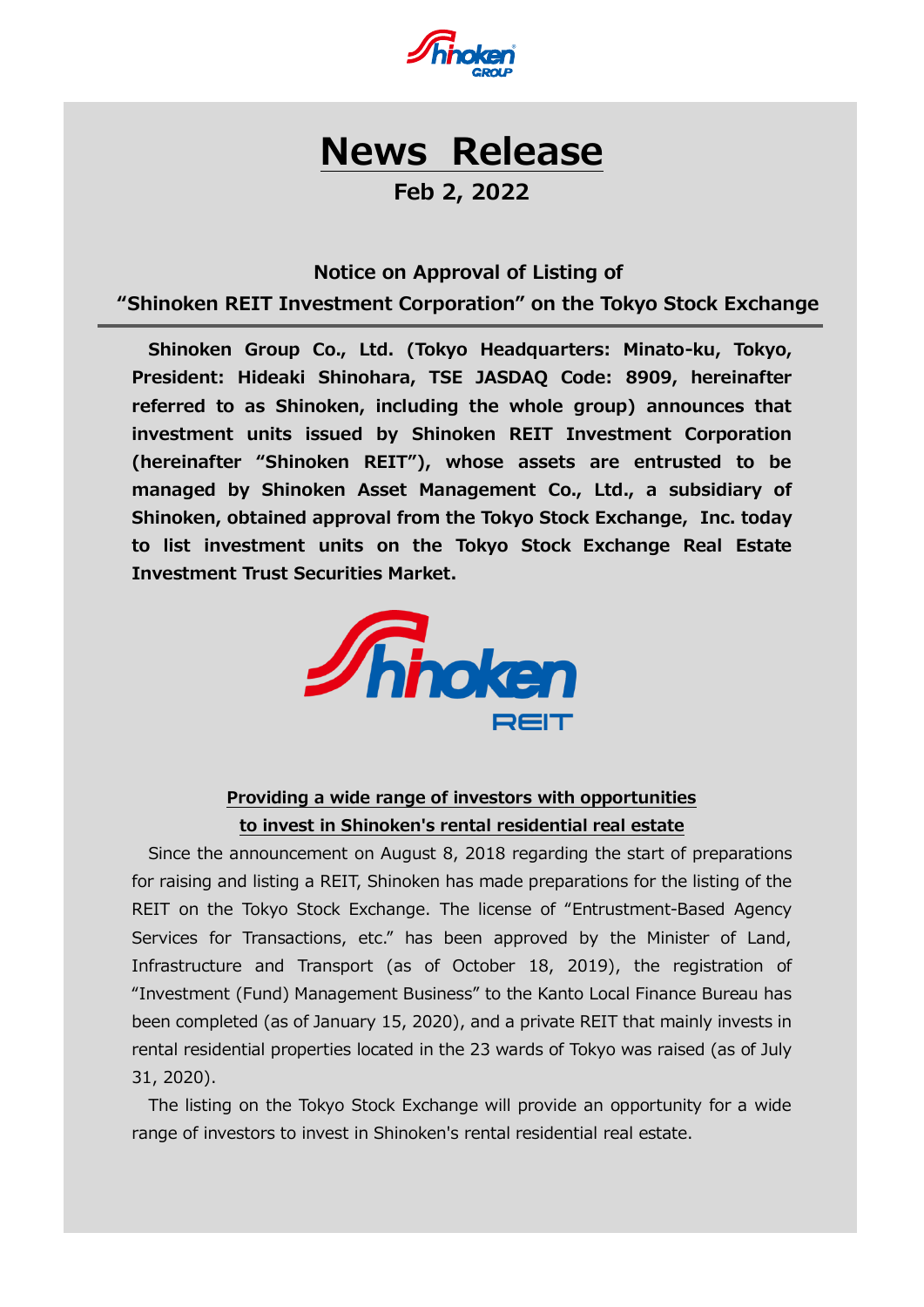# News Release

**Feb 2, 2022**

## Notice on Approval of Listing of "Shinoken REIT Investment Corporation" on the Tokyo Stock Exchange

**Shinoken Group Co., Ltd. (Tokyo Headquarters: Minato-ku, Tokyo, President: Hideaki Shinohara, TSE JASDAQ Code: 8909, hereinafter referred to as Shinoken, including the whole group) announces that investment units issued by Shinoken REIT Investment Corporation (hereinafter "Shinoken REIT"), whose assets are entrusted to be managed by Shinoken Asset Management Co., Ltd., a subsidiary of Shinoken, obtained approval from the Tokyo Stock Exchange, Inc. today to list investment units on the Tokyo Stock Exchange Real Estate Investment Trust Securities Market.**

### Providing a wide range of investors with opportunities to invest in Shinoken's rental residential real estate

Since the announcement on August 8, 2018 regarding the start of preparations for raising and listing a REIT, Shinoken has made preparations for the listing of the REIT on the Tokyo Stock Exchange. The license of "Entrustment-Based Agency Services for Transactions, etc." has been approved by the Minister of Land, Infrastructure and Transport (as of October 18, 2019), the registration of "Investment (Fund) Management Business" to the Kanto Local Finance Bureau has been completed (as of January 15, 2020), and a private REIT that mainly invests in rental residential properties located in the 23 wards of Tokyo was raised (as of July 31, 2020).

The listing on the Tokyo Stock Exchange will provide an opportunity for a wide range of investors to invest in Shinoken's rental residential real estate.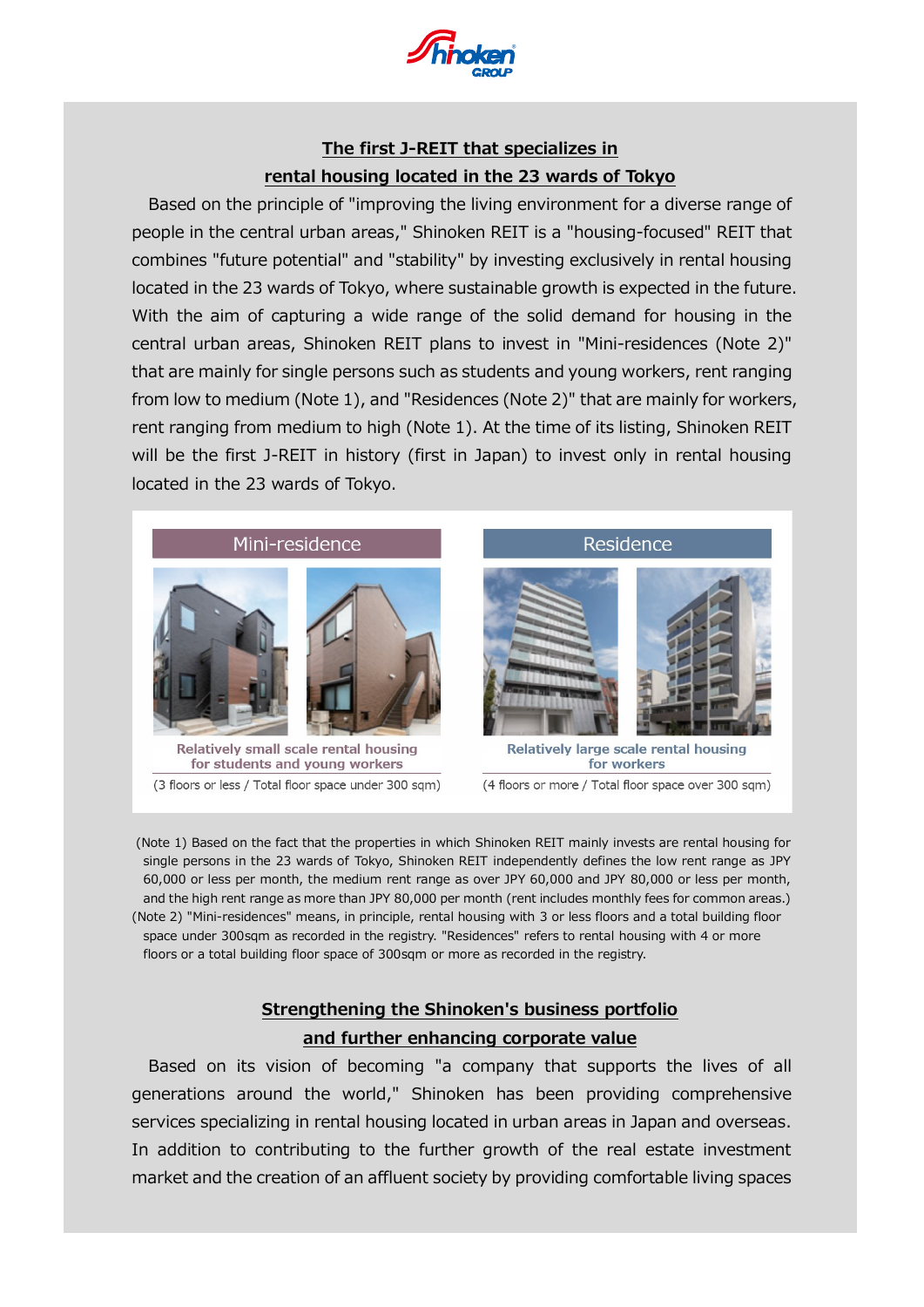## The first J-REIT that specializes in rental housing located in the 23 wards of Tokyo

Based on the principle of "improving the living environment for a diverse range of people in the central urban areas," Shinoken REIT is a "housing-focused" REIT that combines "future potential" and "stability" by investing exclusively in rental housing located in the 23 wards of Tokyo, where sustainable growth is expected in the future. With the aim of capturing a wide range of the solid demand for housing in the central urban areas, Shinoken REIT plans to invest in "Mini-residences (Note 2)" that are mainly for single persons such as students and young workers, rent ranging from low to medium (Note 1), and "Residences (Note 2)" that are mainly for workers, rent ranging from medium to high (Note 1). At the time of its listing, Shinoken REIT will be the first J-REIT in history (first in Japan) to invest only in rental housing located in the 23 wards of Tokyo.

| Mini-residence | Residence |
|---|---|
| Relatively small scale rental housing for students and young workers | Relatively large scale rental housing for workers |
| (3 floors or less / Total floor space under 300 sqm) | (4 floors or more / Total floor space over 300 sqm) |

(Note 1) Based on the fact that the properties in which Shinoken REIT mainly invests are rental housing for single persons in the 23 wards of Tokyo, Shinoken REIT independently defines the low rent range as JPY 60,000 or less per month, the medium rent range as over JPY 60,000 and JPY 80,000 or less per month, and the high rent range as more than JPY 80,000 per month (rent includes monthly fees for common areas.)

(Note 2) "Mini-residences" means, in principle, rental housing with 3 or less floors and a total building floor space under 300sqm as recorded in the registry. "Residences" refers to rental housing with 4 or more floors or a total building floor space of 300sqm or more as recorded in the registry.

## Strengthening the Shinoken's business portfolio and further enhancing corporate value

Based on its vision of becoming "a company that supports the lives of all generations around the world," Shinoken has been providing comprehensive services specializing in rental housing located in urban areas in Japan and overseas. In addition to contributing to the further growth of the real estate investment market and the creation of an affluent society by providing comfortable living spaces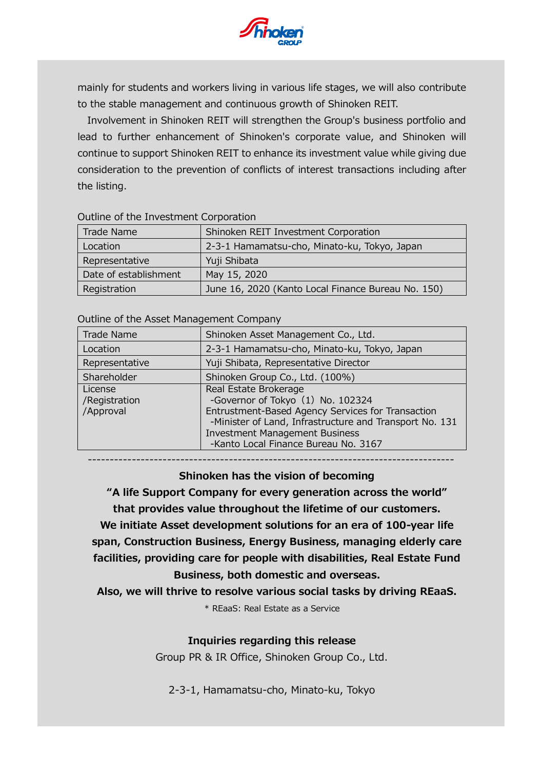mainly for students and workers living in various life stages, we will also contribute to the stable management and continuous growth of Shinoken REIT.

Involvement in Shinoken REIT will strengthen the Group's business portfolio and lead to further enhancement of Shinoken's corporate value, and Shinoken will continue to support Shinoken REIT to enhance its investment value while giving due consideration to the prevention of conflicts of interest transactions including after the listing.

Outline of the Investment Corporation

| Trade Name | Shinoken REIT Investment Corporation |
|---|---|
| Location | 2-3-1 Hamamatsu-cho, Minato-ku, Tokyo, Japan |
| Representative | Yuji Shibata |
| Date of establishment | May 15, 2020 |
| Registration | June 16, 2020 (Kanto Local Finance Bureau No. 150) |

Outline of the Asset Management Company

| Trade Name | Shinoken Asset Management Co., Ltd. |
|---|---|
| Location | 2-3-1 Hamamatsu-cho, Minato-ku, Tokyo, Japan |
| Representative | Yuji Shibata, Representative Director |
| Shareholder | Shinoken Group Co., Ltd. (100%) |
| License /Registration /Approval | Real Estate Brokerage<br>-Governor of Tokyo (1) No. 102324<br>Entrustment-Based Agency Services for Transaction<br>-Minister of Land, Infrastructure and Transport No. 131<br>Investment Management Business<br>-Kanto Local Finance Bureau No. 3167 |

---

**Shinoken has the vision of becoming**
**"A life Support Company for every generation across the world"**
**that provides value throughout the lifetime of our customers.**
**We initiate Asset development solutions for an era of 100-year life span, Construction Business, Energy Business, managing elderly care facilities, providing care for people with disabilities, Real Estate Fund Business, both domestic and overseas.**
**Also, we will thrive to resolve various social tasks by driving REaaS.**

\* REaaS: Real Estate as a Service

**Inquiries regarding this release**

Group PR & IR Office, Shinoken Group Co., Ltd.

2-3-1, Hamamatsu-cho, Minato-ku, Tokyo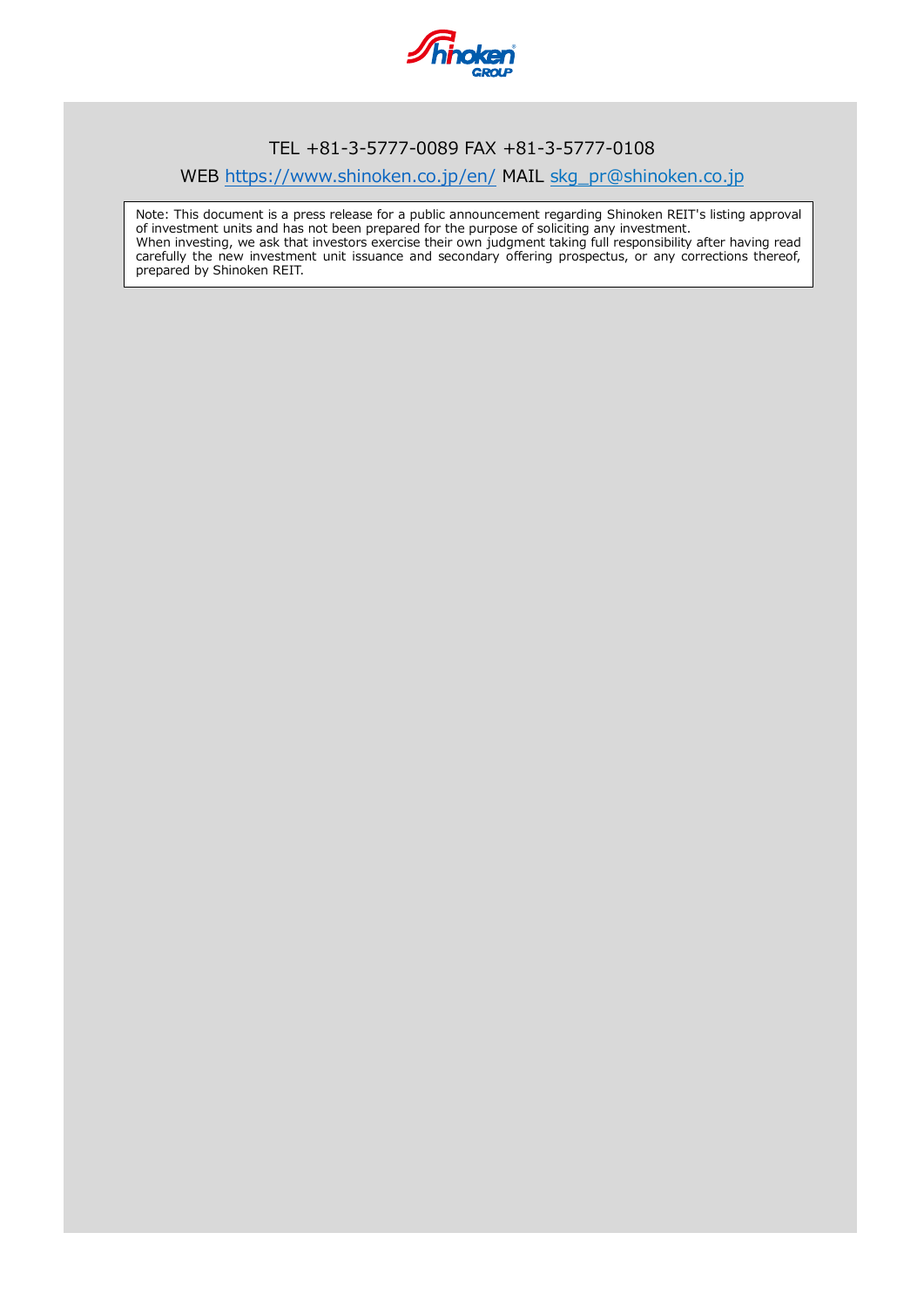TEL +81-3-5777-0089 FAX +81-3-5777-0108

WEB https://www.shinoken.co.jp/en/ MAIL skg_pr@shinoken.co.jp

Note: This document is a press release for a public announcement regarding Shinoken REIT's listing approval of investment units and has not been prepared for the purpose of soliciting any investment.
When investing, we ask that investors exercise their own judgment taking full responsibility after having read carefully the new investment unit issuance and secondary offering prospectus, or any corrections thereof, prepared by Shinoken REIT.